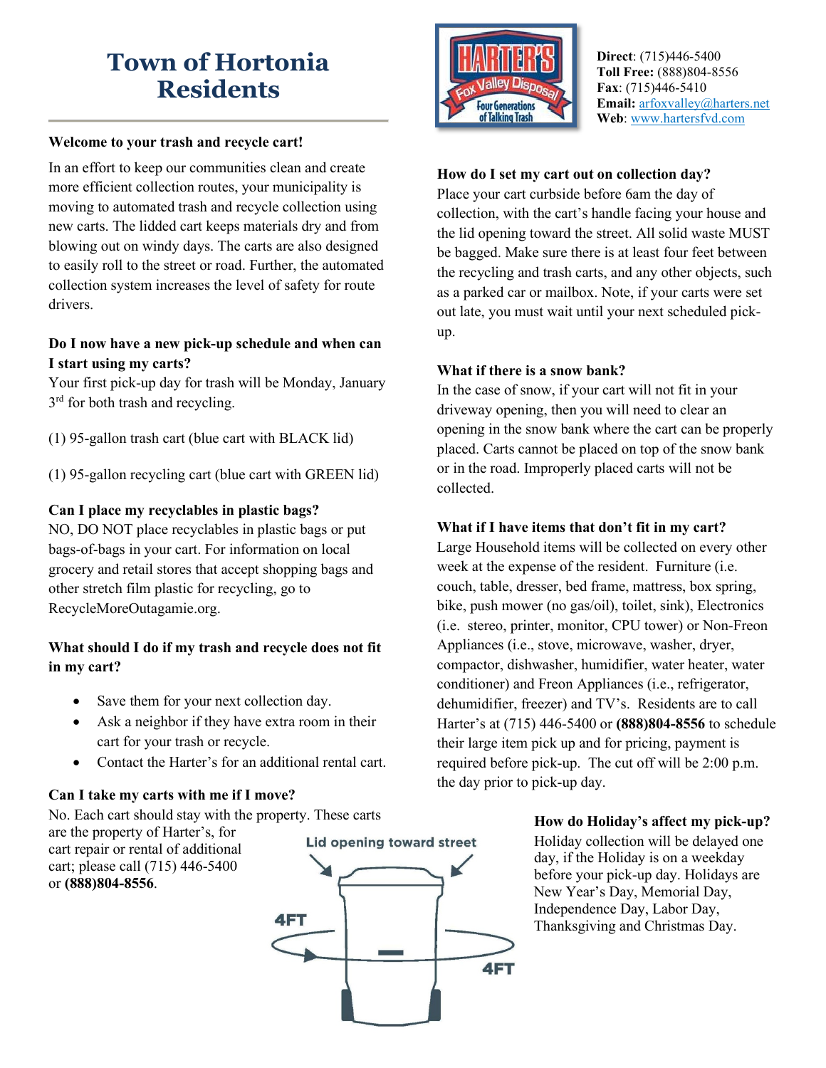# Town of Hortonia Residents

HARTER'S Fox Valley Disposal — Four Generations of Talking Trash

**Direct**: (715)446-5400
**Toll Free:** (888)804-8556
**Fax**: (715)446-5410
**Email:** arfoxvalley@harters.net
**Web**: www.hartersfvd.com

**Welcome to your trash and recycle cart!**

In an effort to keep our communities clean and create more efficient collection routes, your municipality is moving to automated trash and recycle collection using new carts. The lidded cart keeps materials dry and from blowing out on windy days. The carts are also designed to easily roll to the street or road. Further, the automated collection system increases the level of safety for route drivers.

**Do I now have a new pick-up schedule and when can I start using my carts?**

Your first pick-up day for trash will be Monday, January 3rd for both trash and recycling.

(1) 95-gallon trash cart (blue cart with BLACK lid)

(1) 95-gallon recycling cart (blue cart with GREEN lid)

**Can I place my recyclables in plastic bags?**

NO, DO NOT place recyclables in plastic bags or put bags-of-bags in your cart. For information on local grocery and retail stores that accept shopping bags and other stretch film plastic for recycling, go to RecycleMoreOutagamie.org.

**What should I do if my trash and recycle does not fit in my cart?**

- Save them for your next collection day.
- Ask a neighbor if they have extra room in their cart for your trash or recycle.
- Contact the Harter's for an additional rental cart.

**Can I take my carts with me if I move?**

No. Each cart should stay with the property. These carts are the property of Harter's, for cart repair or rental of additional cart; please call (715) 446-5400 or **(888)804-8556**.

**How do I set my cart out on collection day?**

Place your cart curbside before 6am the day of collection, with the cart's handle facing your house and the lid opening toward the street. All solid waste MUST be bagged. Make sure there is at least four feet between the recycling and trash carts, and any other objects, such as a parked car or mailbox. Note, if your carts were set out late, you must wait until your next scheduled pick-up.

**What if there is a snow bank?**

In the case of snow, if your cart will not fit in your driveway opening, then you will need to clear an opening in the snow bank where the cart can be properly placed. Carts cannot be placed on top of the snow bank or in the road. Improperly placed carts will not be collected.

**What if I have items that don't fit in my cart?**

Large Household items will be collected on every other week at the expense of the resident. Furniture (i.e. couch, table, dresser, bed frame, mattress, box spring, bike, push mower (no gas/oil), toilet, sink), Electronics (i.e. stereo, printer, monitor, CPU tower) or Non-Freon Appliances (i.e., stove, microwave, washer, dryer, compactor, dishwasher, humidifier, water heater, water conditioner) and Freon Appliances (i.e., refrigerator, dehumidifier, freezer) and TV's. Residents are to call Harter's at (715) 446-5400 or **(888)804-8556** to schedule their large item pick up and for pricing, payment is required before pick-up. The cut off will be 2:00 p.m. the day prior to pick-up day.

Lid opening toward street

4FT

4FT

**How do Holiday's affect my pick-up?**

Holiday collection will be delayed one day, if the Holiday is on a weekday before your pick-up day. Holidays are New Year's Day, Memorial Day, Independence Day, Labor Day, Thanksgiving and Christmas Day.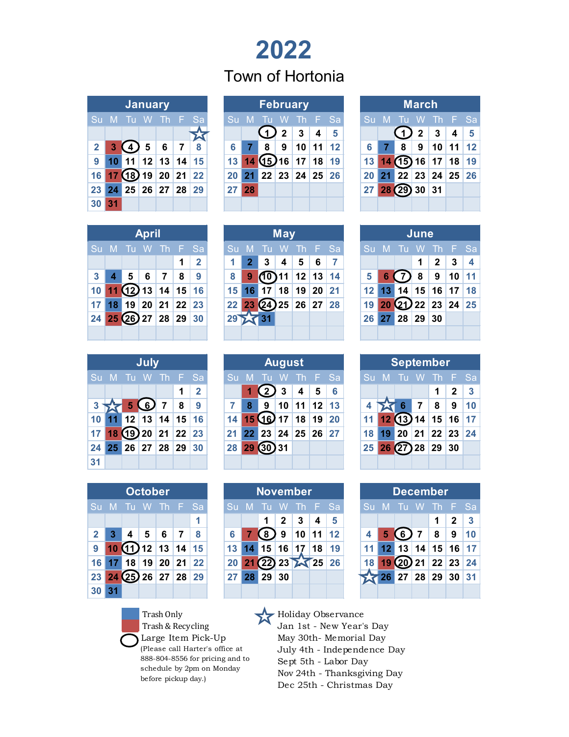# 2022

## Town of Hortonia

### January

| Su | M | Tu | W | Th | F | Sa |
|---|---|---|---|---|---|---|
| | | | | | | ☆ |
| 2 | 3 | 4 | 5 | 6 | 7 | 8 |
| 9 | 10 | 11 | 12 | 13 | 14 | 15 |
| 16 | 17 | 18 | 19 | 20 | 21 | 22 |
| 23 | 24 | 25 | 26 | 27 | 28 | 29 |
| 30 | 31 | | | | | |

### February

| Su | M | Tu | W | Th | F | Sa |
|---|---|---|---|---|---|---|
| | | 1 | 2 | 3 | 4 | 5 |
| 6 | 7 | 8 | 9 | 10 | 11 | 12 |
| 13 | 14 | 15 | 16 | 17 | 18 | 19 |
| 20 | 21 | 22 | 23 | 24 | 25 | 26 |
| 27 | 28 | | | | | |

### March

| Su | M | Tu | W | Th | F | Sa |
|---|---|---|---|---|---|---|
| | | 1 | 2 | 3 | 4 | 5 |
| 6 | 7 | 8 | 9 | 10 | 11 | 12 |
| 13 | 14 | 15 | 16 | 17 | 18 | 19 |
| 20 | 21 | 22 | 23 | 24 | 25 | 26 |
| 27 | 28 | 29 | 30 | 31 | | |

### April

| Su | M | Tu | W | Th | F | Sa |
|---|---|---|---|---|---|---|
| | | | | | 1 | 2 |
| 3 | 4 | 5 | 6 | 7 | 8 | 9 |
| 10 | 11 | 12 | 13 | 14 | 15 | 16 |
| 17 | 18 | 19 | 20 | 21 | 22 | 23 |
| 24 | 25 | 26 | 27 | 28 | 29 | 30 |

### May

| Su | M | Tu | W | Th | F | Sa |
|---|---|---|---|---|---|---|
| 1 | 2 | 3 | 4 | 5 | 6 | 7 |
| 8 | 9 | 10 | 11 | 12 | 13 | 14 |
| 15 | 16 | 17 | 18 | 19 | 20 | 21 |
| 22 | 23 | 24 | 25 | 26 | 27 | 28 |
| 29 | ☆ | 31 | | | | |

### June

| Su | M | Tu | W | Th | F | Sa |
|---|---|---|---|---|---|---|
| | | | 1 | 2 | 3 | 4 |
| 5 | 6 | 7 | 8 | 9 | 10 | 11 |
| 12 | 13 | 14 | 15 | 16 | 17 | 18 |
| 19 | 20 | 21 | 22 | 23 | 24 | 25 |
| 26 | 27 | 28 | 29 | 30 | | |

### July

| Su | M | Tu | W | Th | F | Sa |
|---|---|---|---|---|---|---|
| | | | | | 1 | 2 |
| 3 | ☆ | 5 | 6 | 7 | 8 | 9 |
| 10 | 11 | 12 | 13 | 14 | 15 | 16 |
| 17 | 18 | 19 | 20 | 21 | 22 | 23 |
| 24 | 25 | 26 | 27 | 28 | 29 | 30 |
| 31 | | | | | | |

### August

| Su | M | Tu | W | Th | F | Sa |
|---|---|---|---|---|---|---|
| | 1 | 2 | 3 | 4 | 5 | 6 |
| 7 | 8 | 9 | 10 | 11 | 12 | 13 |
| 14 | 15 | 16 | 17 | 18 | 19 | 20 |
| 21 | 22 | 23 | 24 | 25 | 26 | 27 |
| 28 | 29 | 30 | 31 | | | |

### September

| Su | M | Tu | W | Th | F | Sa |
|---|---|---|---|---|---|---|
| | | | | 1 | 2 | 3 |
| 4 | ☆ | 6 | 7 | 8 | 9 | 10 |
| 11 | 12 | 13 | 14 | 15 | 16 | 17 |
| 18 | 19 | 20 | 21 | 22 | 23 | 24 |
| 25 | 26 | 27 | 28 | 29 | 30 | |

### October

| Su | M | Tu | W | Th | F | Sa |
|---|---|---|---|---|---|---|
| | | | | | | 1 |
| 2 | 3 | 4 | 5 | 6 | 7 | 8 |
| 9 | 10 | 11 | 12 | 13 | 14 | 15 |
| 16 | 17 | 18 | 19 | 20 | 21 | 22 |
| 23 | 24 | 25 | 26 | 27 | 28 | 29 |
| 30 | 31 | | | | | |

### November

| Su | M | Tu | W | Th | F | Sa |
|---|---|---|---|---|---|---|
| | | 1 | 2 | 3 | 4 | 5 |
| 6 | 7 | 8 | 9 | 10 | 11 | 12 |
| 13 | 14 | 15 | 16 | 17 | 18 | 19 |
| 20 | 21 | 22 | 23 | ☆ | 25 | 26 |
| 27 | 28 | 29 | 30 | | | |

### December

| Su | M | Tu | W | Th | F | Sa |
|---|---|---|---|---|---|---|
| | | | | 1 | 2 | 3 |
| 4 | 5 | 6 | 7 | 8 | 9 | 10 |
| 11 | 12 | 13 | 14 | 15 | 16 | 17 |
| 18 | 19 | 20 | 21 | 22 | 23 | 24 |
| ☆ | 26 | 27 | 28 | 29 | 30 | 31 |

Trash Only

Trash & Recycling

Large Item Pick-Up
(Please call Harter's office at 888-804-8556 for pricing and to schedule by 2pm on Monday before pickup day.)

☆ Holiday Observance
- Jan 1st - New Year's Day
- May 30th- Memorial Day
- July 4th - Independence Day
- Sept 5th - Labor Day
- Nov 24th - Thanksgiving Day
- Dec 25th - Christmas Day